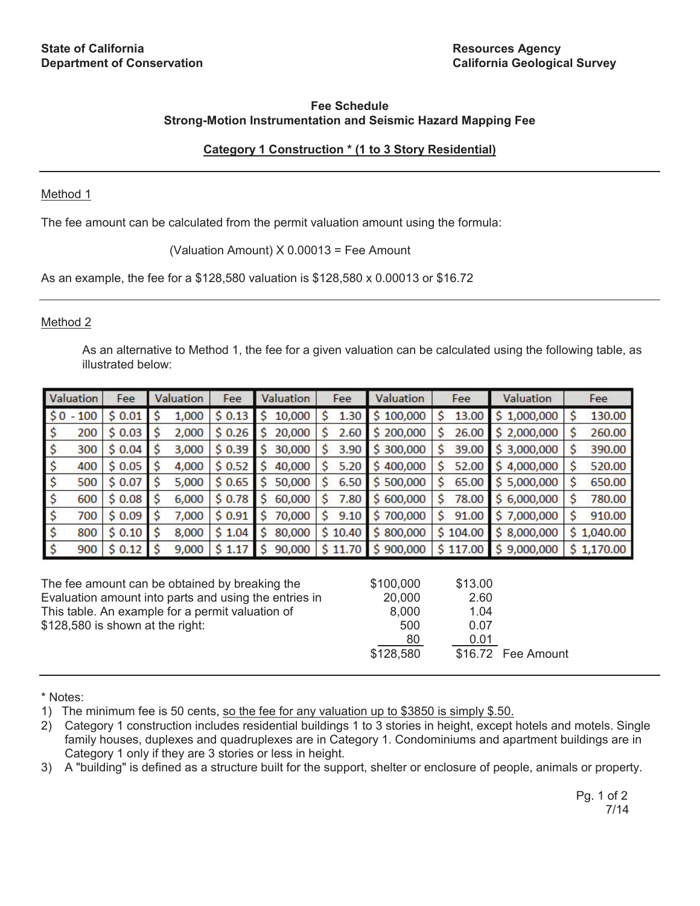State of California
Department of Conservation

Resources Agency
California Geological Survey

## Fee Schedule
## Strong-Motion Instrumentation and Seismic Hazard Mapping Fee

### Category 1 Construction * (1 to 3 Story Residential)

---

Method 1

The fee amount can be calculated from the permit valuation amount using the formula:

(Valuation Amount) X 0.00013 = Fee Amount

As an example, the fee for a $128,580 valuation is $128,580 x 0.00013 or $16.72

---

Method 2

As an alternative to Method 1, the fee for a given valuation can be calculated using the following table, as illustrated below:

| Valuation | Fee | Valuation | Fee | Valuation | Fee | Valuation | Fee | Valuation | Fee |
|---|---|---|---|---|---|---|---|---|---|
| $0 - 100 | $ 0.01 | $ 1,000 | $ 0.13 | $ 10,000 | $ 1.30 | $ 100,000 | $ 13.00 | $ 1,000,000 | $ 130.00 |
| $ 200 | $ 0.03 | $ 2,000 | $ 0.26 | $ 20,000 | $ 2.60 | $ 200,000 | $ 26.00 | $ 2,000,000 | $ 260.00 |
| $ 300 | $ 0.04 | $ 3,000 | $ 0.39 | $ 30,000 | $ 3.90 | $ 300,000 | $ 39.00 | $ 3,000,000 | $ 390.00 |
| $ 400 | $ 0.05 | $ 4,000 | $ 0.52 | $ 40,000 | $ 5.20 | $ 400,000 | $ 52.00 | $ 4,000,000 | $ 520.00 |
| $ 500 | $ 0.07 | $ 5,000 | $ 0.65 | $ 50,000 | $ 6.50 | $ 500,000 | $ 65.00 | $ 5,000,000 | $ 650.00 |
| $ 600 | $ 0.08 | $ 6,000 | $ 0.78 | $ 60,000 | $ 7.80 | $ 600,000 | $ 78.00 | $ 6,000,000 | $ 780.00 |
| $ 700 | $ 0.09 | $ 7,000 | $ 0.91 | $ 70,000 | $ 9.10 | $ 700,000 | $ 91.00 | $ 7,000,000 | $ 910.00 |
| $ 800 | $ 0.10 | $ 8,000 | $ 1.04 | $ 80,000 | $ 10.40 | $ 800,000 | $ 104.00 | $ 8,000,000 | $ 1,040.00 |
| $ 900 | $ 0.12 | $ 9,000 | $ 1.17 | $ 90,000 | $ 11.70 | $ 900,000 | $ 117.00 | $ 9,000,000 | $ 1,170.00 |

The fee amount can be obtained by breaking the Evaluation amount into parts and using the entries in This table. An example for a permit valuation of $128,580 is shown at the right:

| Valuation | Fee | |
|---|---|---|
| $100,000 | $13.00 | |
| 20,000 | 2.60 | |
| 8,000 | 1.04 | |
| 500 | 0.07 | |
| 80 | 0.01 | |
| $128,580 | $16.72 | Fee Amount |

---

\* Notes:

1) The minimum fee is 50 cents, so the fee for any valuation up to $3850 is simply $.50.
2) Category 1 construction includes residential buildings 1 to 3 stories in height, except hotels and motels. Single family houses, duplexes and quadruplexes are in Category 1. Condominiums and apartment buildings are in Category 1 only if they are 3 stories or less in height.
3) A "building" is defined as a structure built for the support, shelter or enclosure of people, animals or property.

7/14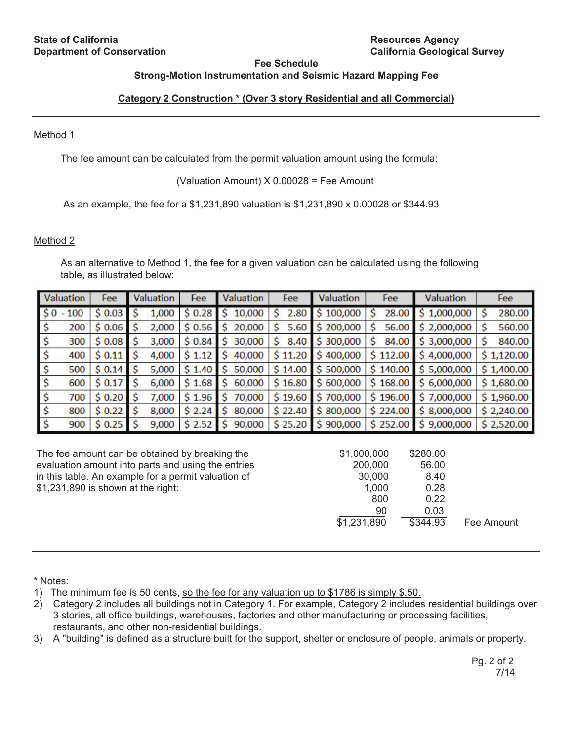**State of California**
**Department of Conservation**

**Resources Agency**
**California Geological Survey**

**Fee Schedule**
**Strong-Motion Instrumentation and Seismic Hazard Mapping Fee**

**Category 2 Construction * (Over 3 story Residential and all Commercial)**

---

Method 1

The fee amount can be calculated from the permit valuation amount using the formula:

(Valuation Amount) X 0.00028 = Fee Amount

As an example, the fee for a $1,231,890 valuation is $1,231,890 x 0.00028 or $344.93

---

Method 2

As an alternative to Method 1, the fee for a given valuation can be calculated using the following table, as illustrated below:

| Valuation | Fee | Valuation | Fee | Valuation | Fee | Valuation | Fee | Valuation | Fee |
|---|---|---|---|---|---|---|---|---|---|
| $ 0 - 100 | $ 0.03 | $ 1,000 | $ 0.28 | $ 10,000 | $ 2.80 | $ 100,000 | $ 28.00 | $ 1,000,000 | $ 280.00 |
| $ 200 | $ 0.06 | $ 2,000 | $ 0.56 | $ 20,000 | $ 5.60 | $ 200,000 | $ 56.00 | $ 2,000,000 | $ 560.00 |
| $ 300 | $ 0.08 | $ 3,000 | $ 0.84 | $ 30,000 | $ 8.40 | $ 300,000 | $ 84.00 | $ 3,000,000 | $ 840.00 |
| $ 400 | $ 0.11 | $ 4,000 | $ 1.12 | $ 40,000 | $ 11.20 | $ 400,000 | $ 112.00 | $ 4,000,000 | $ 1,120.00 |
| $ 500 | $ 0.14 | $ 5,000 | $ 1.40 | $ 50,000 | $ 14.00 | $ 500,000 | $ 140.00 | $ 5,000,000 | $ 1,400.00 |
| $ 600 | $ 0.17 | $ 6,000 | $ 1.68 | $ 60,000 | $ 16.80 | $ 600,000 | $ 168.00 | $ 6,000,000 | $ 1,680.00 |
| $ 700 | $ 0.20 | $ 7,000 | $ 1.96 | $ 70,000 | $ 19.60 | $ 700,000 | $ 196.00 | $ 7,000,000 | $ 1,960.00 |
| $ 800 | $ 0.22 | $ 8,000 | $ 2.24 | $ 80,000 | $ 22.40 | $ 800,000 | $ 224.00 | $ 8,000,000 | $ 2,240.00 |
| $ 900 | $ 0.25 | $ 9,000 | $ 2.52 | $ 90,000 | $ 25.20 | $ 900,000 | $ 252.00 | $ 9,000,000 | $ 2,520.00 |

The fee amount can be obtained by breaking the evaluation amount into parts and using the entries in this table. An example for a permit valuation of $1,231,890 is shown at the right:

| | | |
|---|---|---|
| $1,000,000 | $280.00 | |
| 200,000 | 56.00 | |
| 30,000 | 8.40 | |
| 1,000 | 0.28 | |
| 800 | 0.22 | |
| 90 | 0.03 | |
| $1,231,890 | $344.93 | Fee Amount |

---

\* Notes:

1) The minimum fee is 50 cents, so the fee for any valuation up to $1786 is simply $.50.
2) Category 2 includes all buildings not in Category 1. For example, Category 2 includes residential buildings over 3 stories, all office buildings, warehouses, factories and other manufacturing or processing facilities, restaurants, and other non-residential buildings.
3) A "building" is defined as a structure built for the support, shelter or enclosure of people, animals or property.

7/14